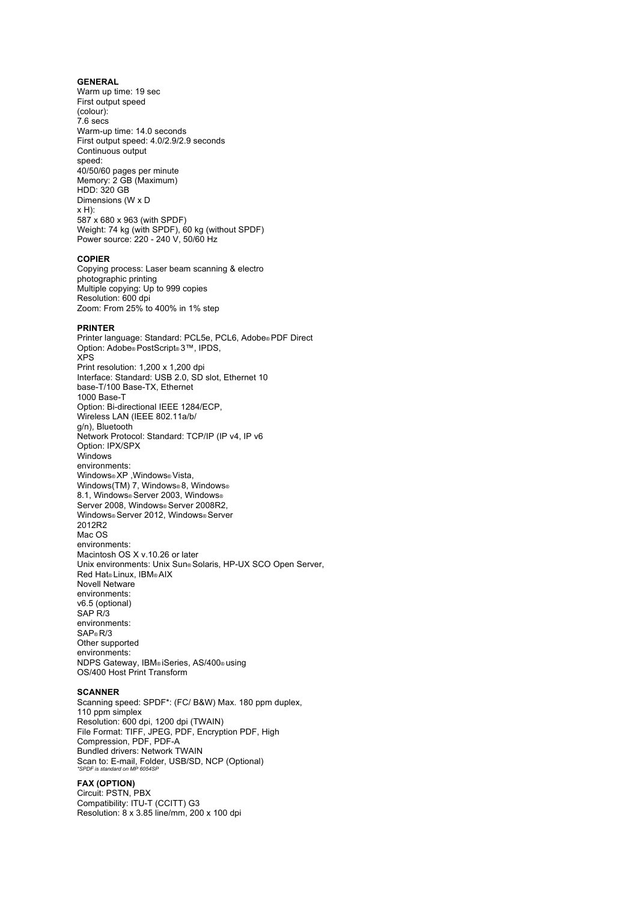**GENERAL**

Warm up time: 19 sec
First output speed
(colour):
7.6 secs
Warm-up time: 14.0 seconds
First output speed: 4.0/2.9/2.9 seconds
Continuous output
speed:
40/50/60 pages per minute
Memory: 2 GB (Maximum)
HDD: 320 GB
Dimensions (W x D
x H):
587 x 680 x 963 (with SPDF)
Weight: 74 kg (with SPDF), 60 kg (without SPDF)
Power source: 220 - 240 V, 50/60 Hz

**COPIER**

Copying process: Laser beam scanning & electro
photographic printing
Multiple copying: Up to 999 copies
Resolution: 600 dpi
Zoom: From 25% to 400% in 1% step

**PRINTER**

Printer language: Standard: PCL5e, PCL6, Adobe® PDF Direct
Option: Adobe® PostScript® 3™, IPDS,
XPS
Print resolution: 1,200 x 1,200 dpi
Interface: Standard: USB 2.0, SD slot, Ethernet 10
base-T/100 Base-TX, Ethernet
1000 Base-T
Option: Bi-directional IEEE 1284/ECP,
Wireless LAN (IEEE 802.11a/b/
g/n), Bluetooth
Network Protocol: Standard: TCP/IP (IP v4, IP v6
Option: IPX/SPX
Windows
environments:
Windows® XP ,Windows® Vista,
Windows(TM) 7, Windows® 8, Windows®
8.1, Windows® Server 2003, Windows®
Server 2008, Windows® Server 2008R2,
Windows® Server 2012, Windows® Server
2012R2
Mac OS
environments:
Macintosh OS X v.10.26 or later
Unix environments: Unix Sun® Solaris, HP-UX SCO Open Server,
Red Hat® Linux, IBM® AIX
Novell Netware
environments:
v6.5 (optional)
SAP R/3
environments:
SAP® R/3
Other supported
environments:
NDPS Gateway, IBM® iSeries, AS/400® using
OS/400 Host Print Transform

**SCANNER**

Scanning speed: SPDF*: (FC/ B&W) Max. 180 ppm duplex,
110 ppm simplex
Resolution: 600 dpi, 1200 dpi (TWAIN)
File Format: TIFF, JPEG, PDF, Encryption PDF, High
Compression, PDF, PDF-A
Bundled drivers: Network TWAIN
Scan to: E-mail, Folder, USB/SD, NCP (Optional)
*\*SPDF is standard on MP 6054SP*

**FAX (OPTION)**

Circuit: PSTN, PBX
Compatibility: ITU-T (CCITT) G3
Resolution: 8 x 3.85 line/mm, 200 x 100 dpi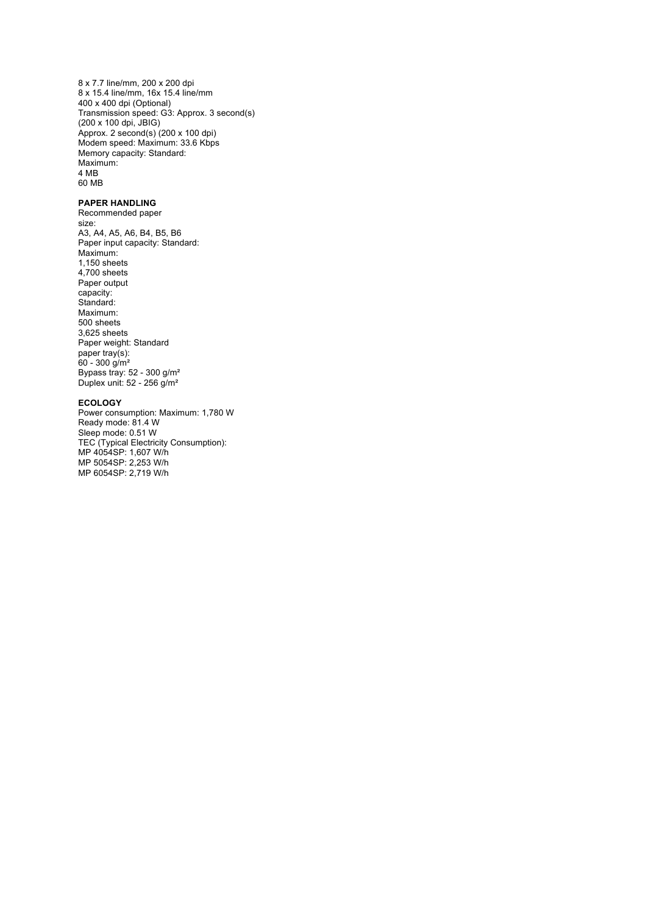8 x 7.7 line/mm, 200 x 200 dpi
8 x 15.4 line/mm, 16x 15.4 line/mm
400 x 400 dpi (Optional)
Transmission speed: G3: Approx. 3 second(s)
(200 x 100 dpi, JBIG)
Approx. 2 second(s) (200 x 100 dpi)
Modem speed: Maximum: 33.6 Kbps
Memory capacity: Standard:
Maximum:
4 MB
60 MB

**PAPER HANDLING**

Recommended paper
size:
A3, A4, A5, A6, B4, B5, B6
Paper input capacity: Standard:
Maximum:
1,150 sheets
4,700 sheets
Paper output
capacity:
Standard:
Maximum:
500 sheets
3,625 sheets
Paper weight: Standard
paper tray(s):
60 - 300 g/m²
Bypass tray: 52 - 300 g/m²
Duplex unit: 52 - 256 g/m²

**ECOLOGY**

Power consumption: Maximum: 1,780 W
Ready mode: 81.4 W
Sleep mode: 0.51 W
TEC (Typical Electricity Consumption):
MP 4054SP: 1,607 W/h
MP 5054SP: 2,253 W/h
MP 6054SP: 2,719 W/h